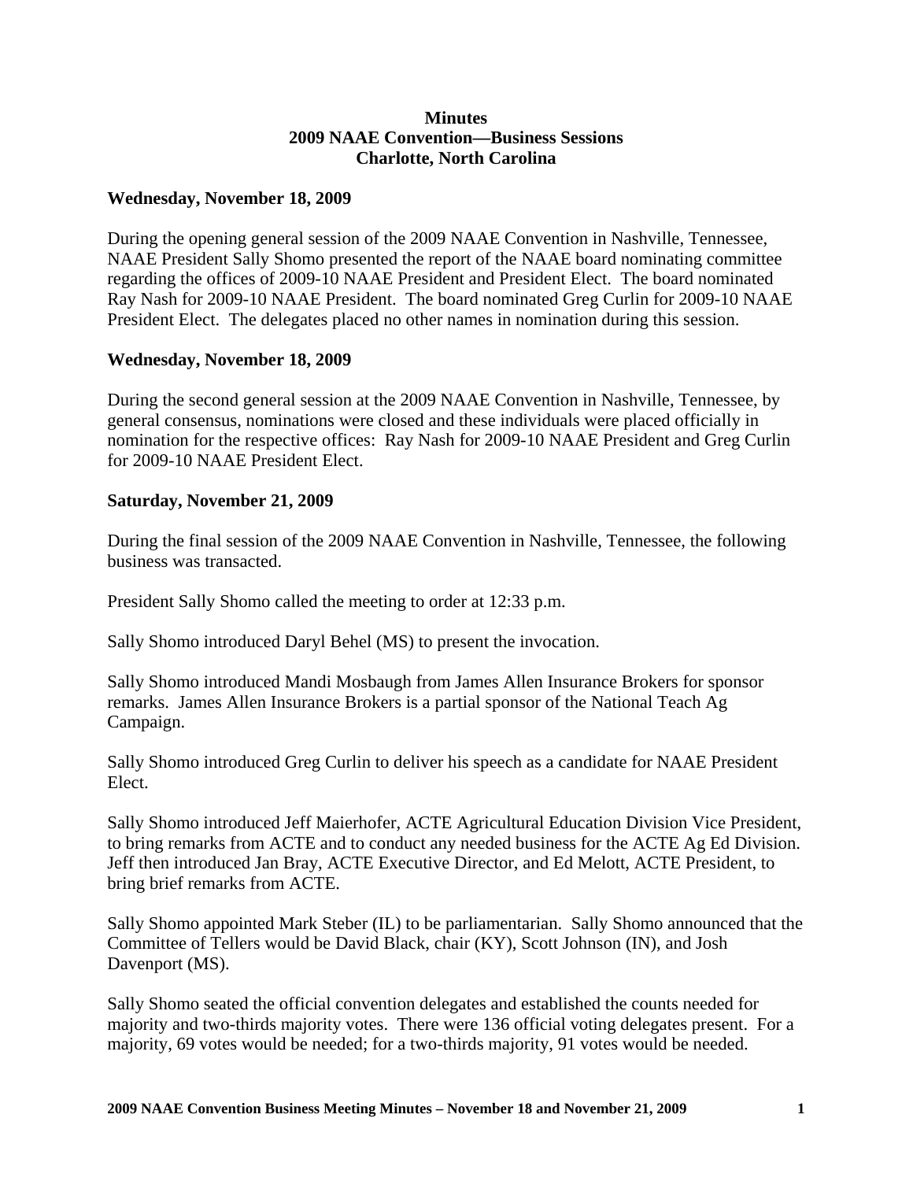# Minutes
## 2009 NAAE Convention—Business Sessions
## Charlotte, North Carolina

**Wednesday, November 18, 2009**

During the opening general session of the 2009 NAAE Convention in Nashville, Tennessee, NAAE President Sally Shomo presented the report of the NAAE board nominating committee regarding the offices of 2009-10 NAAE President and President Elect. The board nominated Ray Nash for 2009-10 NAAE President. The board nominated Greg Curlin for 2009-10 NAAE President Elect. The delegates placed no other names in nomination during this session.

**Wednesday, November 18, 2009**

During the second general session at the 2009 NAAE Convention in Nashville, Tennessee, by general consensus, nominations were closed and these individuals were placed officially in nomination for the respective offices: Ray Nash for 2009-10 NAAE President and Greg Curlin for 2009-10 NAAE President Elect.

**Saturday, November 21, 2009**

During the final session of the 2009 NAAE Convention in Nashville, Tennessee, the following business was transacted.

President Sally Shomo called the meeting to order at 12:33 p.m.

Sally Shomo introduced Daryl Behel (MS) to present the invocation.

Sally Shomo introduced Mandi Mosbaugh from James Allen Insurance Brokers for sponsor remarks. James Allen Insurance Brokers is a partial sponsor of the National Teach Ag Campaign.

Sally Shomo introduced Greg Curlin to deliver his speech as a candidate for NAAE President Elect.

Sally Shomo introduced Jeff Maierhofer, ACTE Agricultural Education Division Vice President, to bring remarks from ACTE and to conduct any needed business for the ACTE Ag Ed Division. Jeff then introduced Jan Bray, ACTE Executive Director, and Ed Melott, ACTE President, to bring brief remarks from ACTE.

Sally Shomo appointed Mark Steber (IL) to be parliamentarian. Sally Shomo announced that the Committee of Tellers would be David Black, chair (KY), Scott Johnson (IN), and Josh Davenport (MS).

Sally Shomo seated the official convention delegates and established the counts needed for majority and two-thirds majority votes. There were 136 official voting delegates present. For a majority, 69 votes would be needed; for a two-thirds majority, 91 votes would be needed.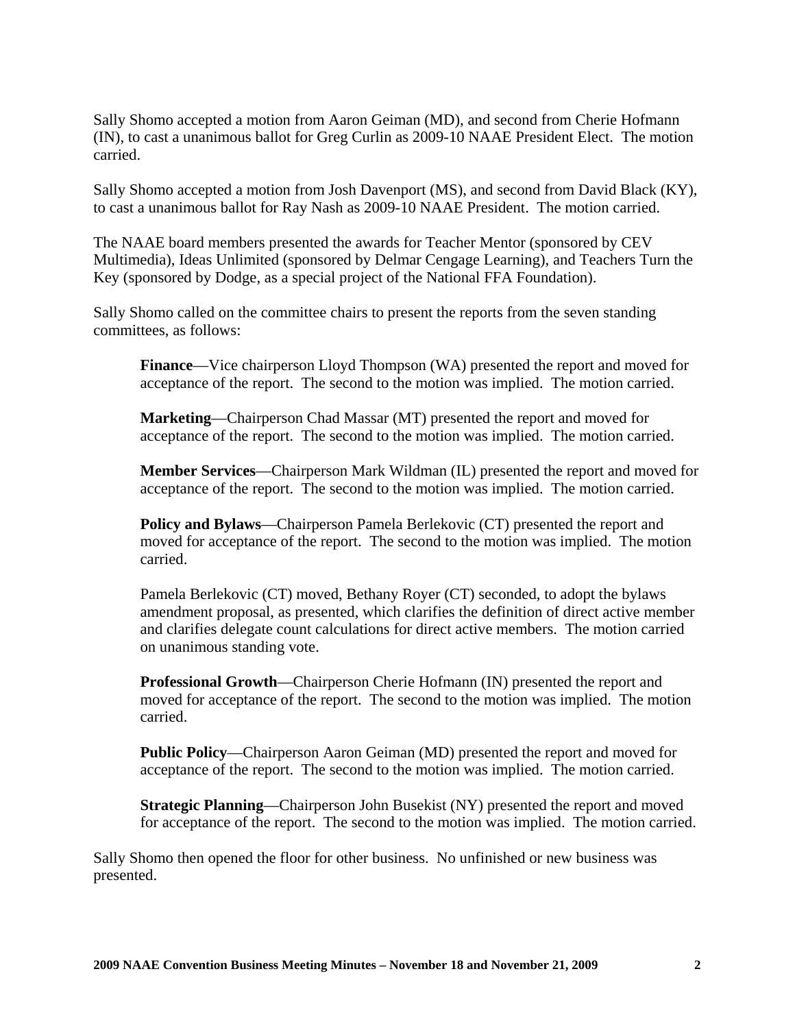Sally Shomo accepted a motion from Aaron Geiman (MD), and second from Cherie Hofmann (IN), to cast a unanimous ballot for Greg Curlin as 2009-10 NAAE President Elect. The motion carried.

Sally Shomo accepted a motion from Josh Davenport (MS), and second from David Black (KY), to cast a unanimous ballot for Ray Nash as 2009-10 NAAE President. The motion carried.

The NAAE board members presented the awards for Teacher Mentor (sponsored by CEV Multimedia), Ideas Unlimited (sponsored by Delmar Cengage Learning), and Teachers Turn the Key (sponsored by Dodge, as a special project of the National FFA Foundation).

Sally Shomo called on the committee chairs to present the reports from the seven standing committees, as follows:

> **Finance**—Vice chairperson Lloyd Thompson (WA) presented the report and moved for acceptance of the report. The second to the motion was implied. The motion carried.
>
> **Marketing**—Chairperson Chad Massar (MT) presented the report and moved for acceptance of the report. The second to the motion was implied. The motion carried.
>
> **Member Services**—Chairperson Mark Wildman (IL) presented the report and moved for acceptance of the report. The second to the motion was implied. The motion carried.
>
> **Policy and Bylaws**—Chairperson Pamela Berlekovic (CT) presented the report and moved for acceptance of the report. The second to the motion was implied. The motion carried.
>
> Pamela Berlekovic (CT) moved, Bethany Royer (CT) seconded, to adopt the bylaws amendment proposal, as presented, which clarifies the definition of direct active member and clarifies delegate count calculations for direct active members. The motion carried on unanimous standing vote.
>
> **Professional Growth**—Chairperson Cherie Hofmann (IN) presented the report and moved for acceptance of the report. The second to the motion was implied. The motion carried.
>
> **Public Policy**—Chairperson Aaron Geiman (MD) presented the report and moved for acceptance of the report. The second to the motion was implied. The motion carried.
>
> **Strategic Planning**—Chairperson John Busekist (NY) presented the report and moved for acceptance of the report. The second to the motion was implied. The motion carried.

Sally Shomo then opened the floor for other business. No unfinished or new business was presented.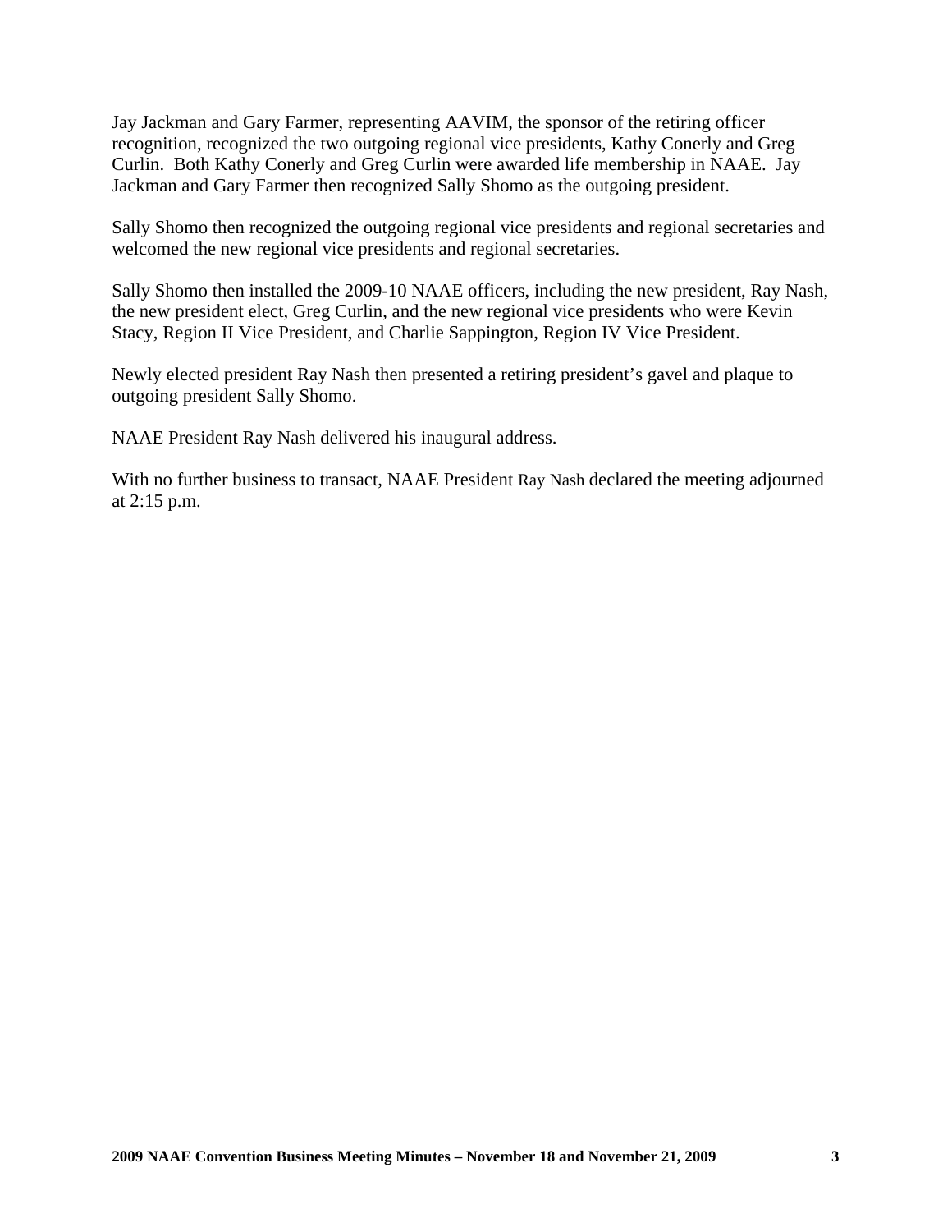Jay Jackman and Gary Farmer, representing AAVIM, the sponsor of the retiring officer recognition, recognized the two outgoing regional vice presidents, Kathy Conerly and Greg Curlin. Both Kathy Conerly and Greg Curlin were awarded life membership in NAAE. Jay Jackman and Gary Farmer then recognized Sally Shomo as the outgoing president.

Sally Shomo then recognized the outgoing regional vice presidents and regional secretaries and welcomed the new regional vice presidents and regional secretaries.

Sally Shomo then installed the 2009-10 NAAE officers, including the new president, Ray Nash, the new president elect, Greg Curlin, and the new regional vice presidents who were Kevin Stacy, Region II Vice President, and Charlie Sappington, Region IV Vice President.

Newly elected president Ray Nash then presented a retiring president's gavel and plaque to outgoing president Sally Shomo.

NAAE President Ray Nash delivered his inaugural address.

With no further business to transact, NAAE President Ray Nash declared the meeting adjourned at 2:15 p.m.